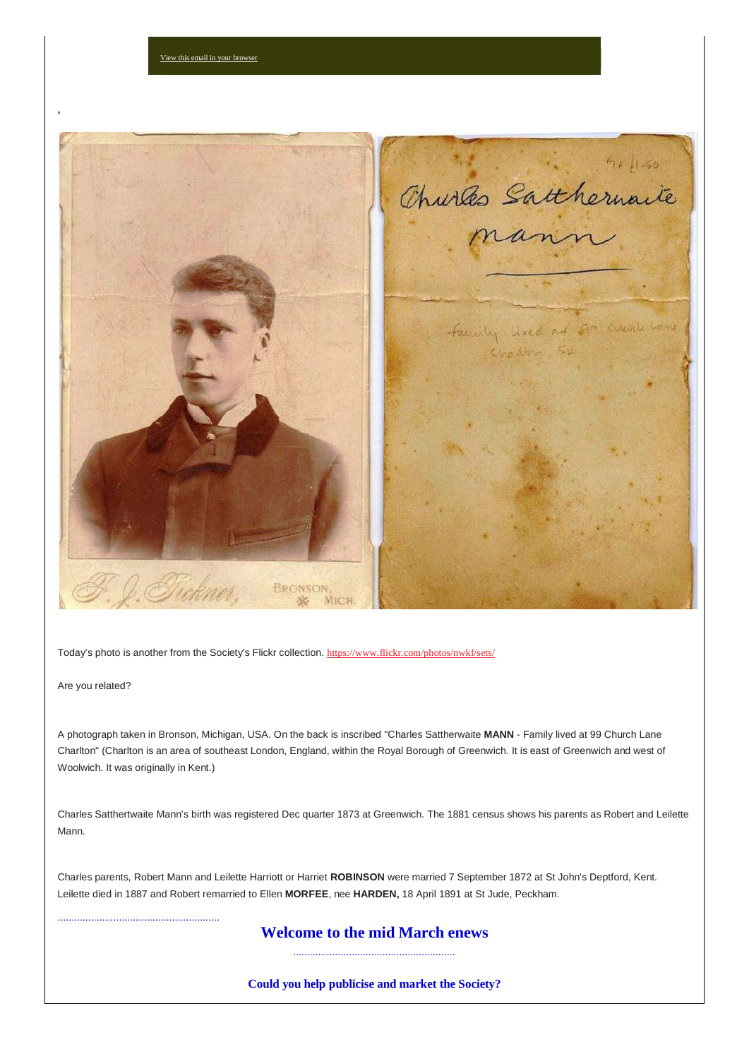View this email in your browser

,

Today's photo is another from the Society's Flickr collection. https://www.flickr.com/photos/nwkf/sets/

Are you related?

A photograph taken in Bronson, Michigan, USA. On the back is inscribed "Charles Sattherwaite **MANN** - Family lived at 99 Church Lane Charlton" (Charlton is an area of southeast London, England, within the Royal Borough of Greenwich. It is east of Greenwich and west of Woolwich. It was originally in Kent.)

Charles Satthertwaite Mann's birth was registered Dec quarter 1873 at Greenwich. The 1881 census shows his parents as Robert and Leilette Mann.

Charles parents, Robert Mann and Leilette Harriott or Harriet **ROBINSON** were married 7 September 1872 at St John's Deptford, Kent. Leilette died in 1887 and Robert remarried to Ellen **MORFEE**, nee **HARDEN,** 18 April 1891 at St Jude, Peckham.

.........................................................

## Welcome to the mid March enews

.........................................................

### Could you help publicise and market the Society?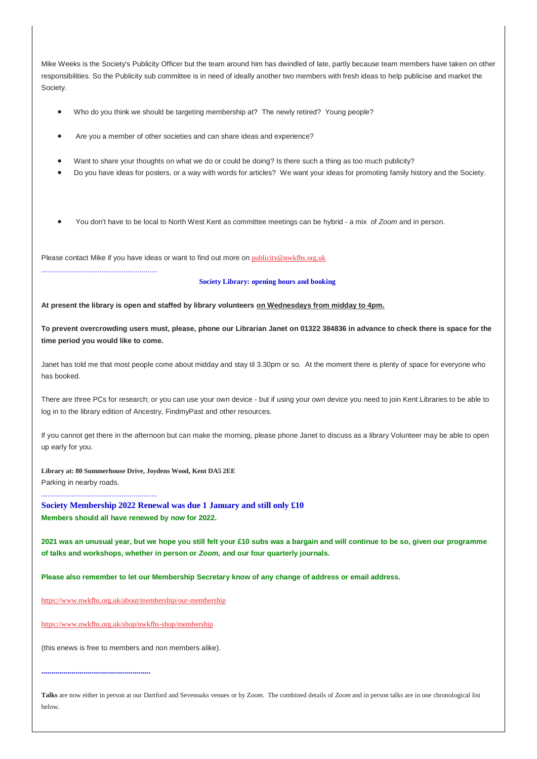Mike Weeks is the Society's Publicity Officer but the team around him has dwindled of late, partly because team members have taken on other responsibilities. So the Publicity sub committee is in need of ideally another two members with fresh ideas to help publicise and market the Society.

- Who do you think we should be targeting membership at? The newly retired? Young people?
- Are you a member of other societies and can share ideas and experience?
- Want to share your thoughts on what we do or could be doing? Is there such a thing as too much publicity?
- Do you have ideas for posters, or a way with words for articles? We want your ideas for promoting family history and the Society.
- You don't have to be local to North West Kent as committee meetings can be hybrid - a mix of *Zoom* and in person.

Please contact Mike if you have ideas or want to find out more on publicity@nwkfhs.org.uk

.........................................................

**Society Library: opening hours and booking**

**At present the library is open and staffed by library volunteers on Wednesdays from midday to 4pm.**

**To prevent overcrowding users must, please, phone our Librarian Janet on 01322 384836 in advance to check there is space for the time period you would like to come.**

Janet has told me that most people come about midday and stay til 3.30pm or so. At the moment there is plenty of space for everyone who has booked.

There are three PCs for research; or you can use your own device - but if using your own device you need to join Kent Libraries to be able to log in to the library edition of Ancestry, FindmyPast and other resources.

If you cannot get there in the afternoon but can make the morning, please phone Janet to discuss as a library Volunteer may be able to open up early for you.

**Library at: 80 Summerhouse Drive, Joydens Wood, Kent DA5 2EE**
Parking in nearby roads.

.........................................................

**Society Membership 2022 Renewal was due 1 January and still only £10**
**Members should all have renewed by now for 2022.**

**2021 was an unusual year, but we hope you still felt your £10 subs was a bargain and will continue to be so, given our programme of talks and workshops, whether in person or *Zoom,* and our four quarterly journals.**

**Please also remember to let our Membership Secretary know of any change of address or email address.**

https://www.nwkfhs.org.uk/about/membership/our-membership

https://www.nwkfhs.org.uk/shop/nwkfhs-shop/membership

(this enews is free to members and non members alike).

.........................................................

**Talks** are now either in person at our Dartford and Sevenoaks venues or by Z*oom*. The combined details of *Zoom* and in person talks are in one chronological list below.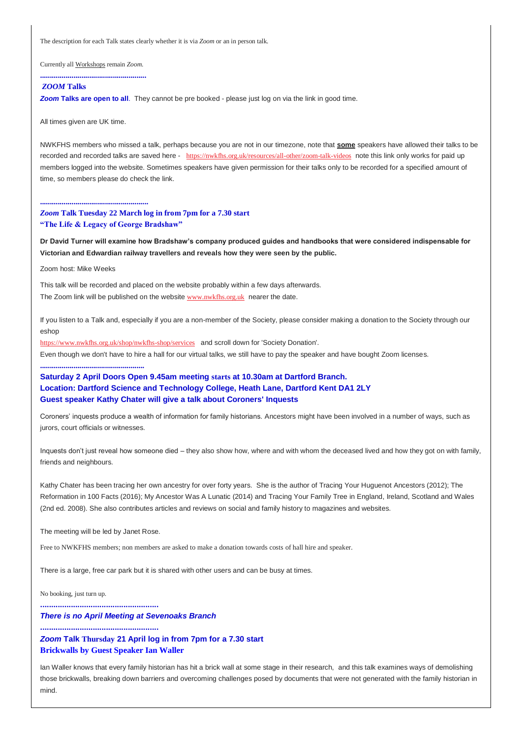The description for each Talk states clearly whether it is via *Zoom* or an in person talk.

Currently all Workshops remain *Zoom.*

.....................................................

***ZOOM* Talks**

***Zoom* Talks are open to all**. They cannot be pre booked - please just log on via the link in good time.

All times given are UK time.

NWKFHS members who missed a talk, perhaps because you are not in our timezone, note that **some** speakers have allowed their talks to be recorded and recorded talks are saved here - https://nwkfhs.org.uk/resources/all-other/zoom-talk-videos note this link only works for paid up members logged into the website. Sometimes speakers have given permission for their talks only to be recorded for a specified amount of time, so members please do check the link.

.......................................................

***Zoom* Talk Tuesday 22 March log in from 7pm for a 7.30 start**
**"The Life & Legacy of George Bradshaw"**

**Dr David Turner will examine how Bradshaw's company produced guides and handbooks that were considered indispensable for Victorian and Edwardian railway travellers and reveals how they were seen by the public.**

Zoom host: Mike Weeks

This talk will be recorded and placed on the website probably within a few days afterwards.
The Zoom link will be published on the website www.nwkfhs.org.uk nearer the date.

If you listen to a Talk and, especially if you are a non-member of the Society, please consider making a donation to the Society through our eshop
https://www.nwkfhs.org.uk/shop/nwkfhs-shop/services and scroll down for 'Society Donation'.
Even though we don't have to hire a hall for our virtual talks, we still have to pay the speaker and have bought Zoom licenses.

.....................................................

**Saturday 2 April Doors Open 9.45am meeting starts at 10.30am at Dartford Branch.**
**Location: Dartford Science and Technology College, Heath Lane, Dartford Kent DA1 2LY**
**Guest speaker Kathy Chater will give a talk about Coroners' Inquests**

Coroners' inquests produce a wealth of information for family historians. Ancestors might have been involved in a number of ways, such as jurors, court officials or witnesses.

Inquests don't just reveal how someone died – they also show how, where and with whom the deceased lived and how they got on with family, friends and neighbours.

Kathy Chater has been tracing her own ancestry for over forty years. She is the author of Tracing Your Huguenot Ancestors (2012); The Reformation in 100 Facts (2016); My Ancestor Was A Lunatic (2014) and Tracing Your Family Tree in England, Ireland, Scotland and Wales (2nd ed. 2008). She also contributes articles and reviews on social and family history to magazines and websites.

The meeting will be led by Janet Rose.

Free to NWKFHS members; non members are asked to make a donation towards costs of hall hire and speaker.

There is a large, free car park but it is shared with other users and can be busy at times.

No booking, just turn up.

.....................................................

***There is no April Meeting at Sevenoaks Branch***

.....................................................

***Zoom* Talk Thursday 21 April log in from 7pm for a 7.30 start**
**Brickwalls by Guest Speaker Ian Waller**

Ian Waller knows that every family historian has hit a brick wall at some stage in their research, and this talk examines ways of demolishing those brickwalls, breaking down barriers and overcoming challenges posed by documents that were not generated with the family historian in mind.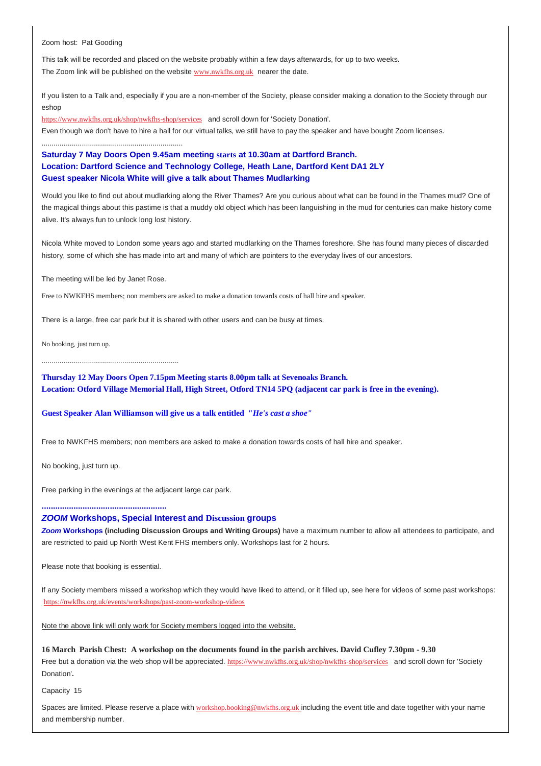Zoom host: Pat Gooding

This talk will be recorded and placed on the website probably within a few days afterwards, for up to two weeks.
The Zoom link will be published on the website www.nwkfhs.org.uk nearer the date.

If you listen to a Talk and, especially if you are a non-member of the Society, please consider making a donation to the Society through our eshop
https://www.nwkfhs.org.uk/shop/nwkfhs-shop/services and scroll down for 'Society Donation'.
Even though we don't have to hire a hall for our virtual talks, we still have to pay the speaker and have bought Zoom licenses.

......................................................................

**Saturday 7 May Doors Open 9.45am meeting starts at 10.30am at Dartford Branch.**
**Location: Dartford Science and Technology College, Heath Lane, Dartford Kent DA1 2LY**
**Guest speaker Nicola White will give a talk about Thames Mudlarking**

Would you like to find out about mudlarking along the River Thames? Are you curious about what can be found in the Thames mud? One of the magical things about this pastime is that a muddy old object which has been languishing in the mud for centuries can make history come alive. It's always fun to unlock long lost history.

Nicola White moved to London some years ago and started mudlarking on the Thames foreshore. She has found many pieces of discarded history, some of which she has made into art and many of which are pointers to the everyday lives of our ancestors.

The meeting will be led by Janet Rose.

Free to NWKFHS members; non members are asked to make a donation towards costs of hall hire and speaker.

There is a large, free car park but it is shared with other users and can be busy at times.

No booking, just turn up.

....................................................................

**Thursday 12 May Doors Open 7.15pm Meeting starts 8.00pm talk at Sevenoaks Branch.**
**Location: Otford Village Memorial Hall, High Street, Otford TN14 5PQ (adjacent car park is free in the evening).**

**Guest Speaker Alan Williamson will give us a talk entitled "*He's cast a shoe"***

Free to NWKFHS members; non members are asked to make a donation towards costs of hall hire and speaker.

No booking, just turn up.

Free parking in the evenings at the adjacent large car park.

**......................................................**

## *ZOOM* Workshops, Special Interest and Discussion groups

***Zoom* Workshops (including Discussion Groups and Writing Groups)** have a maximum number to allow all attendees to participate, and are restricted to paid up North West Kent FHS members only. Workshops last for 2 hours.

Please note that booking is essential.

If any Society members missed a workshop which they would have liked to attend, or it filled up, see here for videos of some past workshops: https://nwkfhs.org.uk/events/workshops/past-zoom-workshop-videos

Note the above link will only work for Society members logged into the website.

**16 March Parish Chest: A workshop on the documents found in the parish archives. David Cufley 7.30pm - 9.30**
Free but a donation via the web shop will be appreciated. https://www.nwkfhs.org.uk/shop/nwkfhs-shop/services and scroll down for 'Society Donation'**.**

Capacity 15

Spaces are limited. Please reserve a place with workshop.booking@nwkfhs.org.uk including the event title and date together with your name and membership number.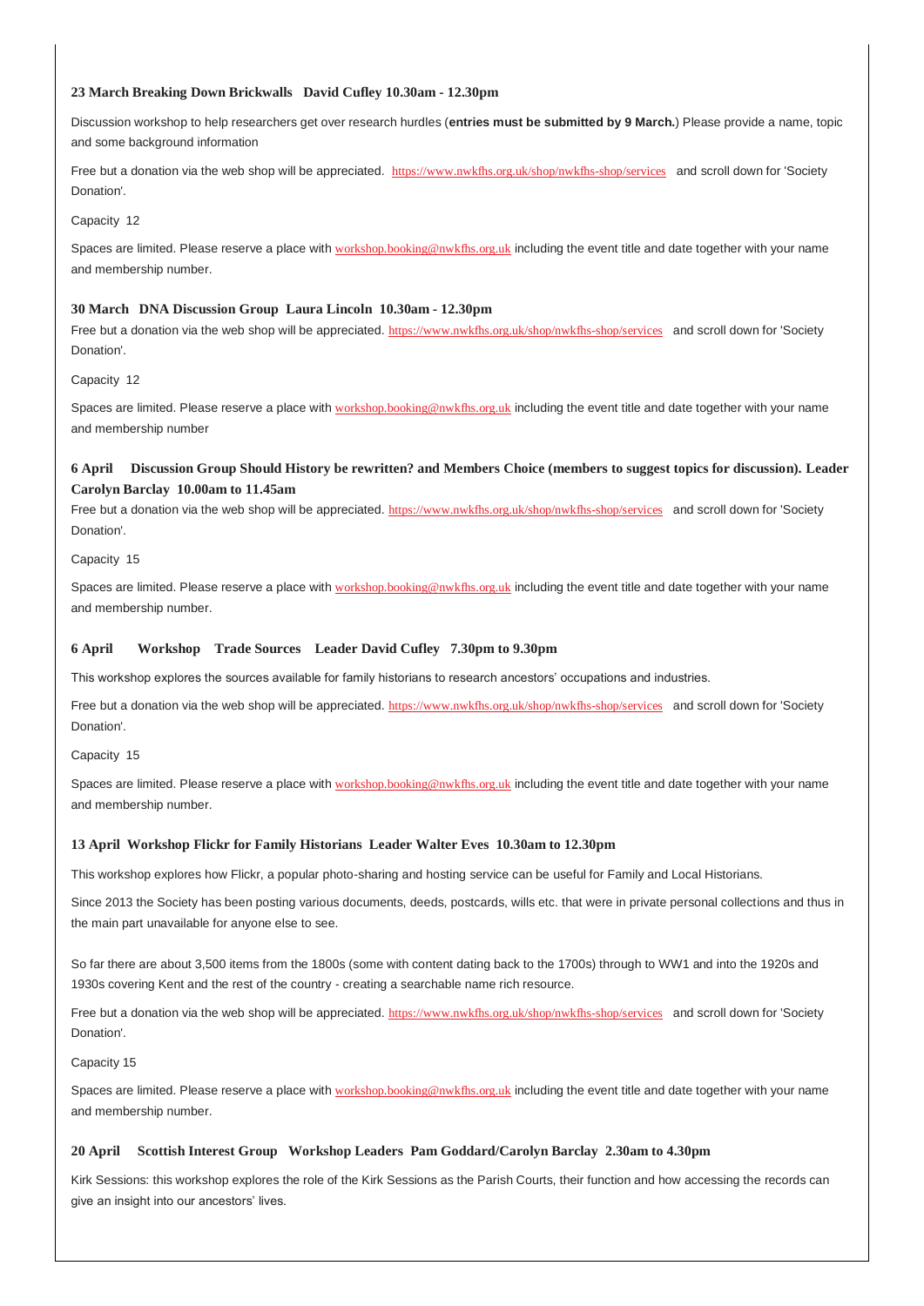### 23 March Breaking Down Brickwalls David Cufley 10.30am - 12.30pm

Discussion workshop to help researchers get over research hurdles (**entries must be submitted by 9 March.**) Please provide a name, topic and some background information

Free but a donation via the web shop will be appreciated. https://www.nwkfhs.org.uk/shop/nwkfhs-shop/services and scroll down for 'Society Donation'.

Capacity 12

Spaces are limited. Please reserve a place with workshop.booking@nwkfhs.org.uk including the event title and date together with your name and membership number.

### 30 March DNA Discussion Group Laura Lincoln 10.30am - 12.30pm

Free but a donation via the web shop will be appreciated. https://www.nwkfhs.org.uk/shop/nwkfhs-shop/services and scroll down for 'Society Donation'.

Capacity 12

Spaces are limited. Please reserve a place with workshop.booking@nwkfhs.org.uk including the event title and date together with your name and membership number

### 6 April Discussion Group Should History be rewritten? and Members Choice (members to suggest topics for discussion). Leader Carolyn Barclay 10.00am to 11.45am

Free but a donation via the web shop will be appreciated. https://www.nwkfhs.org.uk/shop/nwkfhs-shop/services and scroll down for 'Society Donation'.

Capacity 15

Spaces are limited. Please reserve a place with workshop.booking@nwkfhs.org.uk including the event title and date together with your name and membership number.

### 6 April Workshop Trade Sources Leader David Cufley 7.30pm to 9.30pm

This workshop explores the sources available for family historians to research ancestors' occupations and industries.

Free but a donation via the web shop will be appreciated. https://www.nwkfhs.org.uk/shop/nwkfhs-shop/services and scroll down for 'Society Donation'.

Capacity 15

Spaces are limited. Please reserve a place with workshop.booking@nwkfhs.org.uk including the event title and date together with your name and membership number.

### 13 April Workshop Flickr for Family Historians Leader Walter Eves 10.30am to 12.30pm

This workshop explores how Flickr, a popular photo-sharing and hosting service can be useful for Family and Local Historians.

Since 2013 the Society has been posting various documents, deeds, postcards, wills etc. that were in private personal collections and thus in the main part unavailable for anyone else to see.

So far there are about 3,500 items from the 1800s (some with content dating back to the 1700s) through to WW1 and into the 1920s and 1930s covering Kent and the rest of the country - creating a searchable name rich resource.

Free but a donation via the web shop will be appreciated. https://www.nwkfhs.org.uk/shop/nwkfhs-shop/services and scroll down for 'Society Donation'.

Capacity 15

Spaces are limited. Please reserve a place with workshop.booking@nwkfhs.org.uk including the event title and date together with your name and membership number.

### 20 April Scottish Interest Group Workshop Leaders Pam Goddard/Carolyn Barclay 2.30am to 4.30pm

Kirk Sessions: this workshop explores the role of the Kirk Sessions as the Parish Courts, their function and how accessing the records can give an insight into our ancestors' lives.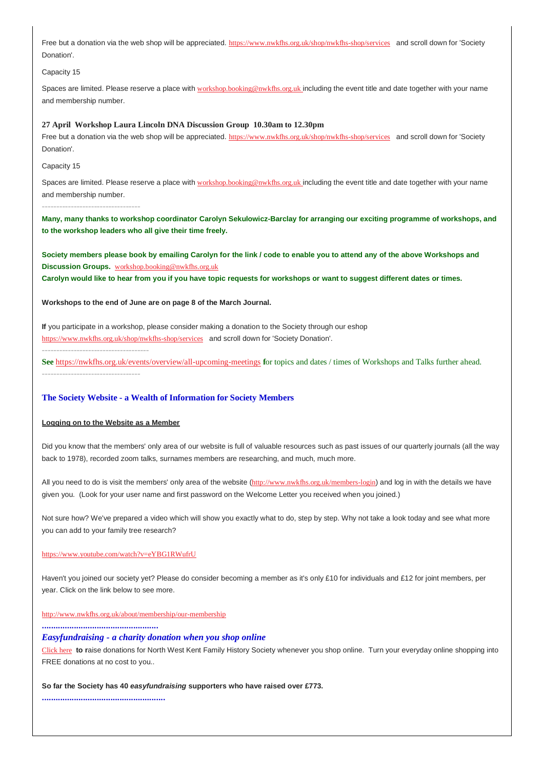Free but a donation via the web shop will be appreciated. https://www.nwkfhs.org.uk/shop/nwkfhs-shop/services and scroll down for 'Society Donation'.

Capacity 15

Spaces are limited. Please reserve a place with workshop.booking@nwkfhs.org.uk including the event title and date together with your name and membership number.

**27 April Workshop Laura Lincoln DNA Discussion Group 10.30am to 12.30pm**

Free but a donation via the web shop will be appreciated. https://www.nwkfhs.org.uk/shop/nwkfhs-shop/services and scroll down for 'Society Donation'.

Capacity 15

Spaces are limited. Please reserve a place with workshop.booking@nwkfhs.org.uk including the event title and date together with your name and membership number.

---

**Many, many thanks to workshop coordinator Carolyn Sekulowicz-Barclay for arranging our exciting programme of workshops, and to the workshop leaders who all give their time freely.**

**Society members please book by emailing Carolyn for the link / code to enable you to attend any of the above Workshops and Discussion Groups.** workshop.booking@nwkfhs.org.uk
**Carolyn would like to hear from you if you have topic requests for workshops or want to suggest different dates or times.**

**Workshops to the end of June are on page 8 of the March Journal.**

**If** you participate in a workshop, please consider making a donation to the Society through our eshop https://www.nwkfhs.org.uk/shop/nwkfhs-shop/services and scroll down for 'Society Donation'.

---

**See** https://nwkfhs.org.uk/events/overview/all-upcoming-meetings **f**or topics and dates / times of Workshops and Talks further ahead.

---

## The Society Website - a Wealth of Information for Society Members

**Logging on to the Website as a Member**

Did you know that the members' only area of our website is full of valuable resources such as past issues of our quarterly journals (all the way back to 1978), recorded zoom talks, surnames members are researching, and much, much more.

All you need to do is visit the members' only area of the website (http://www.nwkfhs.org.uk/members-login) and log in with the details we have given you. (Look for your user name and first password on the Welcome Letter you received when you joined.)

Not sure how? We've prepared a video which will show you exactly what to do, step by step. Why not take a look today and see what more you can add to your family tree research?

https://www.youtube.com/watch?v=eYBG1RWufrU

Haven't you joined our society yet? Please do consider becoming a member as it's only £10 for individuals and £12 for joint members, per year. Click on the link below to see more.

http://www.nwkfhs.org.uk/about/membership/our-membership

..................................................

### *Easyfundraising - a charity donation when you shop online*

Click here **to r**aise donations for North West Kent Family History Society whenever you shop online. Turn your everyday online shopping into FREE donations at no cost to you..

**So far the Society has 40 *easyfundraising* supporters who have raised over £773.**

.....................................................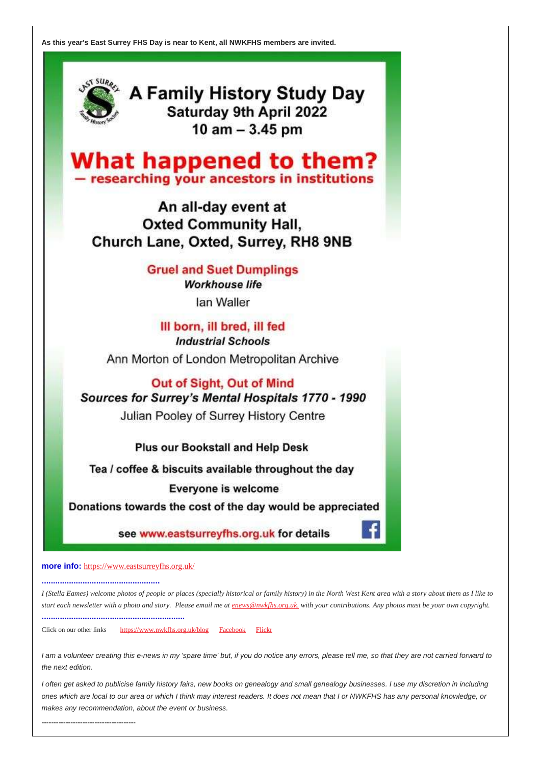**As this year's East Surrey FHS Day is near to Kent, all NWKFHS members are invited.**

# A Family History Study Day

**Saturday 9th April 2022**

**10 am – 3.45 pm**

## What happened to them?

**– researching your ancestors in institutions**

**An all-day event at Oxted Community Hall, Church Lane, Oxted, Surrey, RH8 9NB**

**Gruel and Suet Dumplings**
***Workhouse life***
Ian Waller

**Ill born, ill bred, ill fed**
***Industrial Schools***
Ann Morton of London Metropolitan Archive

**Out of Sight, Out of Mind**
***Sources for Surrey's Mental Hospitals 1770 - 1990***
Julian Pooley of Surrey History Centre

**Plus our Bookstall and Help Desk**

**Tea / coffee & biscuits available throughout the day**

**Everyone is welcome**

**Donations towards the cost of the day would be appreciated**

**see www.eastsurreyfhs.org.uk for details**

**more info:** https://www.eastsurreyfhs.org.uk/

.................................................

*I (Stella Eames) welcome photos of people or places (specially historical or family history) in the North West Kent area with a story about them as I like to start each newsletter with a photo and story. Please email me at enews@nwkfhs.org.uk. with your contributions. Any photos must be your own copyright.*

...........................................................

Click on our other links https://www.nwkfhs.org.uk/blog Facebook Flickr

*I am a volunteer creating this e-news in my 'spare time' but, if you do notice any errors, please tell me, so that they are not carried forward to the next edition.*

*I often get asked to publicise family history fairs, new books on genealogy and small genealogy businesses. I use my discretion in including ones which are local to our area or which I think may interest readers. It does not mean that I or NWKFHS has any personal knowledge, or makes any recommendation, about the event or business.*

--------------------------------------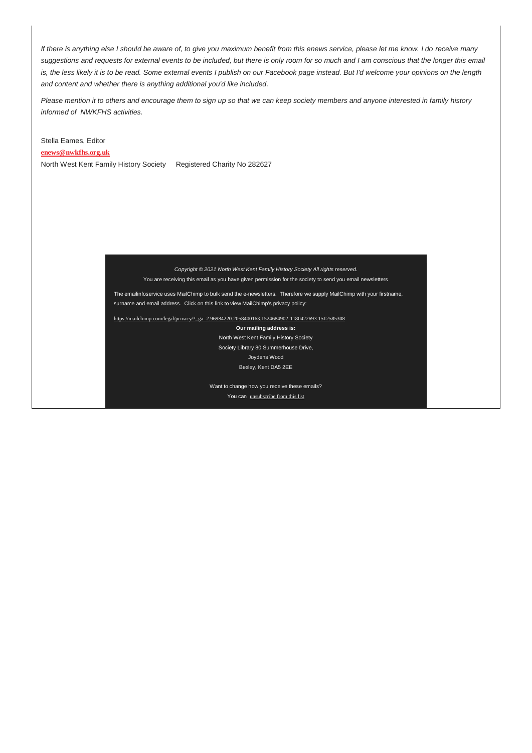*If there is anything else I should be aware of, to give you maximum benefit from this enews service, please let me know. I do receive many suggestions and requests for external events to be included, but there is only room for so much and I am conscious that the longer this email is, the less likely it is to be read. Some external events I publish on our Facebook page instead. But I'd welcome your opinions on the length and content and whether there is anything additional you'd like included.*

*Please mention it to others and encourage them to sign up so that we can keep society members and anyone interested in family history informed of NWKFHS activities.*

Stella Eames, Editor
**enews@nwkfhs.org.uk**
North West Kent Family History Society     Registered Charity No 282627

*Copyright © 2021 North West Kent Family History Society All rights reserved.*
You are receiving this email as you have given permission for the society to send you email newsletters

The emailinfoservice uses MailChimp to bulk send the e-newsletters. Therefore we supply MailChimp with your firstname, surname and email address. Click on this link to view MailChimp's privacy policy:

https://mailchimp.com/legal/privacy/?_ga=2.96984220.2058400163.1524684902-1180422693.1512585308

**Our mailing address is:**
North West Kent Family History Society
Society Library 80 Summerhouse Drive,
Joydens Wood
Bexley, Kent DA5 2EE

Want to change how you receive these emails?
You can unsubscribe from this list